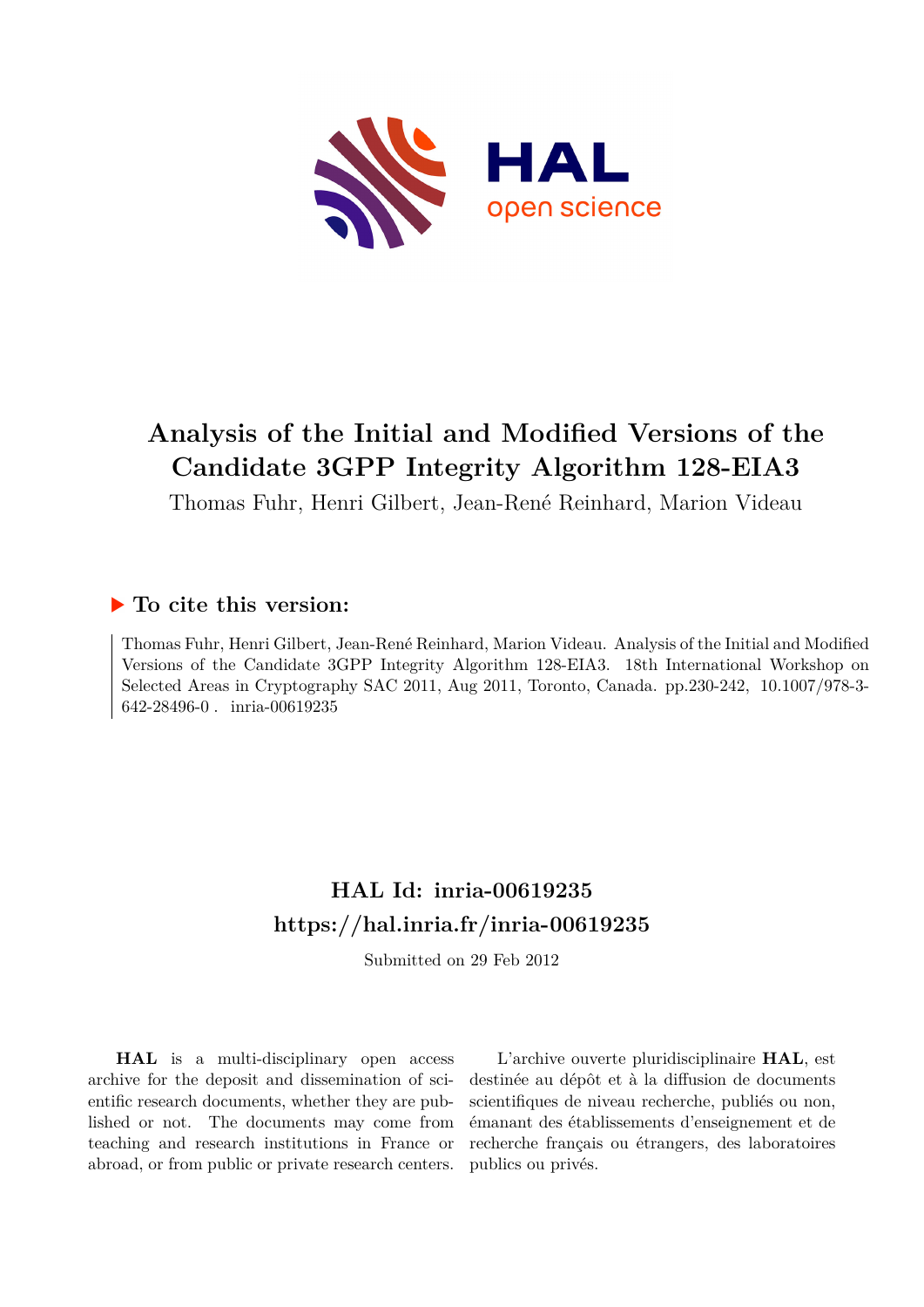# Analysis of the Initial and Modified Versions of the Candidate 3GPP Integrity Algorithm 128-EIA3

Thomas Fuhr, Henri Gilbert, Jean-René Reinhard, Marion Videau

## ▶ To cite this version:

Thomas Fuhr, Henri Gilbert, Jean-René Reinhard, Marion Videau. Analysis of the Initial and Modified Versions of the Candidate 3GPP Integrity Algorithm 128-EIA3. 18th International Workshop on Selected Areas in Cryptography SAC 2011, Aug 2011, Toronto, Canada. pp.230-242, 10.1007/978-3-642-28496-0 . inria-00619235

## HAL Id: inria-00619235
## https://hal.inria.fr/inria-00619235

Submitted on 29 Feb 2012

**HAL** is a multi-disciplinary open access archive for the deposit and dissemination of scientific research documents, whether they are published or not. The documents may come from teaching and research institutions in France or abroad, or from public or private research centers.

L'archive ouverte pluridisciplinaire **HAL**, est destinée au dépôt et à la diffusion de documents scientifiques de niveau recherche, publiés ou non, émanant des établissements d'enseignement et de recherche français ou étrangers, des laboratoires publics ou privés.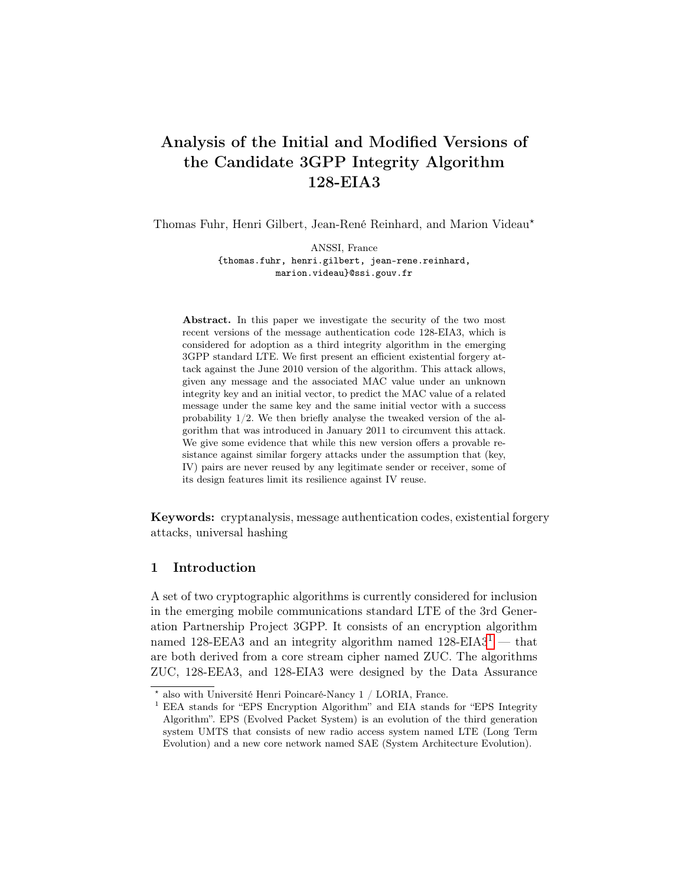# Analysis of the Initial and Modified Versions of the Candidate 3GPP Integrity Algorithm 128-EIA3

Thomas Fuhr, Henri Gilbert, Jean-René Reinhard, and Marion Videau[⋆]

ANSSI, France
{thomas.fuhr, henri.gilbert, jean-rene.reinhard, marion.videau}@ssi.gouv.fr

**Abstract.** In this paper we investigate the security of the two most recent versions of the message authentication code 128-EIA3, which is considered for adoption as a third integrity algorithm in the emerging 3GPP standard LTE. We first present an efficient existential forgery attack against the June 2010 version of the algorithm. This attack allows, given any message and the associated MAC value under an unknown integrity key and an initial vector, to predict the MAC value of a related message under the same key and the same initial vector with a success probability 1/2. We then briefly analyse the tweaked version of the algorithm that was introduced in January 2011 to circumvent this attack. We give some evidence that while this new version offers a provable resistance against similar forgery attacks under the assumption that (key, IV) pairs are never reused by any legitimate sender or receiver, some of its design features limit its resilience against IV reuse.

**Keywords:** cryptanalysis, message authentication codes, existential forgery attacks, universal hashing

## 1 Introduction

A set of two cryptographic algorithms is currently considered for inclusion in the emerging mobile communications standard LTE of the 3rd Generation Partnership Project 3GPP. It consists of an encryption algorithm named 128-EEA3 and an integrity algorithm named 128-EIA3[1] — that are both derived from a core stream cipher named ZUC. The algorithms ZUC, 128-EEA3, and 128-EIA3 were designed by the Data Assurance

---

[⋆] also with Université Henri Poincaré-Nancy 1 / LORIA, France.

[1] EEA stands for "EPS Encryption Algorithm" and EIA stands for "EPS Integrity Algorithm". EPS (Evolved Packet System) is an evolution of the third generation system UMTS that consists of new radio access system named LTE (Long Term Evolution) and a new core network named SAE (System Architecture Evolution).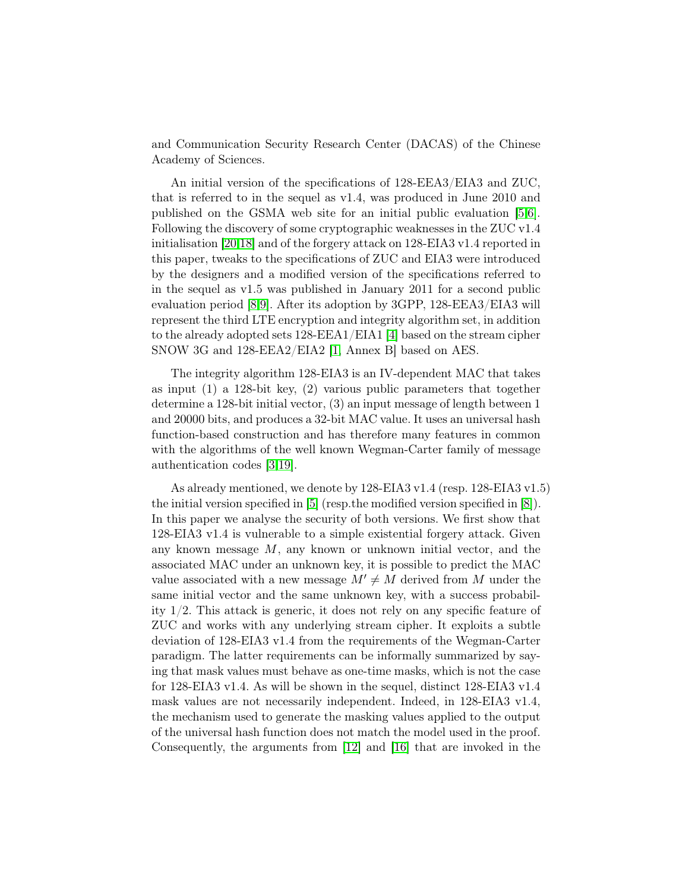and Communication Security Research Center (DACAS) of the Chinese Academy of Sciences.

An initial version of the specifications of 128-EEA3/EIA3 and ZUC, that is referred to in the sequel as v1.4, was produced in June 2010 and published on the GSMA web site for an initial public evaluation [5,6]. Following the discovery of some cryptographic weaknesses in the ZUC v1.4 initialisation [20,18] and of the forgery attack on 128-EIA3 v1.4 reported in this paper, tweaks to the specifications of ZUC and EIA3 were introduced by the designers and a modified version of the specifications referred to in the sequel as v1.5 was published in January 2011 for a second public evaluation period [8,9]. After its adoption by 3GPP, 128-EEA3/EIA3 will represent the third LTE encryption and integrity algorithm set, in addition to the already adopted sets 128-EEA1/EIA1 [4] based on the stream cipher SNOW 3G and 128-EEA2/EIA2 [1, Annex B] based on AES.

The integrity algorithm 128-EIA3 is an IV-dependent MAC that takes as input (1) a 128-bit key, (2) various public parameters that together determine a 128-bit initial vector, (3) an input message of length between 1 and 20000 bits, and produces a 32-bit MAC value. It uses an universal hash function-based construction and has therefore many features in common with the algorithms of the well known Wegman-Carter family of message authentication codes [3,19].

As already mentioned, we denote by 128-EIA3 v1.4 (resp. 128-EIA3 v1.5) the initial version specified in [5] (resp.the modified version specified in [8]). In this paper we analyse the security of both versions. We first show that 128-EIA3 v1.4 is vulnerable to a simple existential forgery attack. Given any known message $M$, any known or unknown initial vector, and the associated MAC under an unknown key, it is possible to predict the MAC value associated with a new message $M' \neq M$ derived from $M$ under the same initial vector and the same unknown key, with a success probability 1/2. This attack is generic, it does not rely on any specific feature of ZUC and works with any underlying stream cipher. It exploits a subtle deviation of 128-EIA3 v1.4 from the requirements of the Wegman-Carter paradigm. The latter requirements can be informally summarized by saying that mask values must behave as one-time masks, which is not the case for 128-EIA3 v1.4. As will be shown in the sequel, distinct 128-EIA3 v1.4 mask values are not necessarily independent. Indeed, in 128-EIA3 v1.4, the mechanism used to generate the masking values applied to the output of the universal hash function does not match the model used in the proof. Consequently, the arguments from [12] and [16] that are invoked in the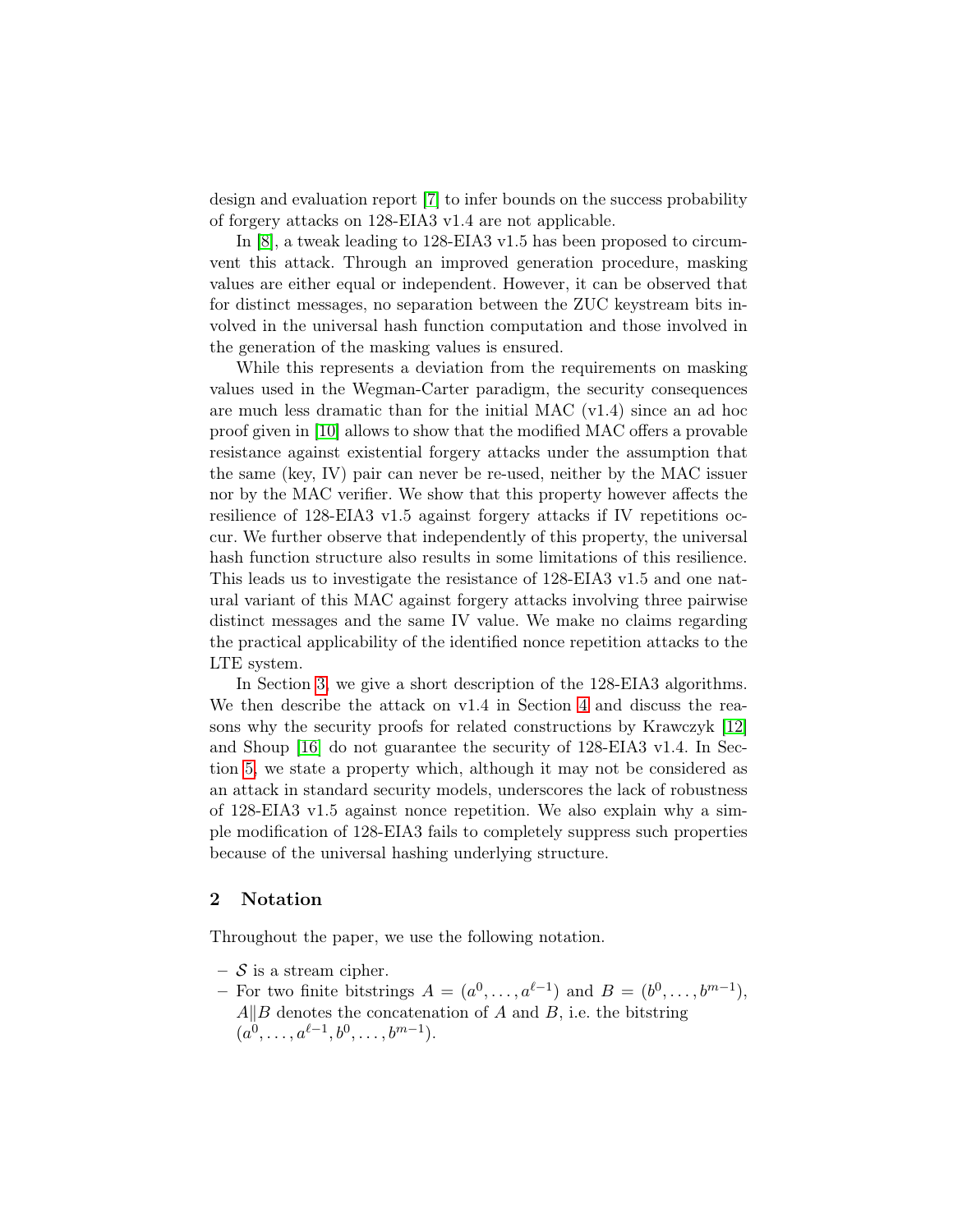design and evaluation report [7] to infer bounds on the success probability of forgery attacks on 128-EIA3 v1.4 are not applicable.

In [8], a tweak leading to 128-EIA3 v1.5 has been proposed to circumvent this attack. Through an improved generation procedure, masking values are either equal or independent. However, it can be observed that for distinct messages, no separation between the ZUC keystream bits involved in the universal hash function computation and those involved in the generation of the masking values is ensured.

While this represents a deviation from the requirements on masking values used in the Wegman-Carter paradigm, the security consequences are much less dramatic than for the initial MAC (v1.4) since an ad hoc proof given in [10] allows to show that the modified MAC offers a provable resistance against existential forgery attacks under the assumption that the same (key, IV) pair can never be re-used, neither by the MAC issuer nor by the MAC verifier. We show that this property however affects the resilience of 128-EIA3 v1.5 against forgery attacks if IV repetitions occur. We further observe that independently of this property, the universal hash function structure also results in some limitations of this resilience. This leads us to investigate the resistance of 128-EIA3 v1.5 and one natural variant of this MAC against forgery attacks involving three pairwise distinct messages and the same IV value. We make no claims regarding the practical applicability of the identified nonce repetition attacks to the LTE system.

In Section 3, we give a short description of the 128-EIA3 algorithms. We then describe the attack on v1.4 in Section 4 and discuss the reasons why the security proofs for related constructions by Krawczyk [12] and Shoup [16] do not guarantee the security of 128-EIA3 v1.4. In Section 5, we state a property which, although it may not be considered as an attack in standard security models, underscores the lack of robustness of 128-EIA3 v1.5 against nonce repetition. We also explain why a simple modification of 128-EIA3 fails to completely suppress such properties because of the universal hashing underlying structure.

## 2 Notation

Throughout the paper, we use the following notation.

- $\mathcal{S}$ is a stream cipher.
- For two finite bitstrings $A = (a^0, \ldots, a^{\ell-1})$ and $B = (b^0, \ldots, b^{m-1})$, $A \| B$ denotes the concatenation of $A$ and $B$, i.e. the bitstring $(a^0, \ldots, a^{\ell-1}, b^0, \ldots, b^{m-1})$.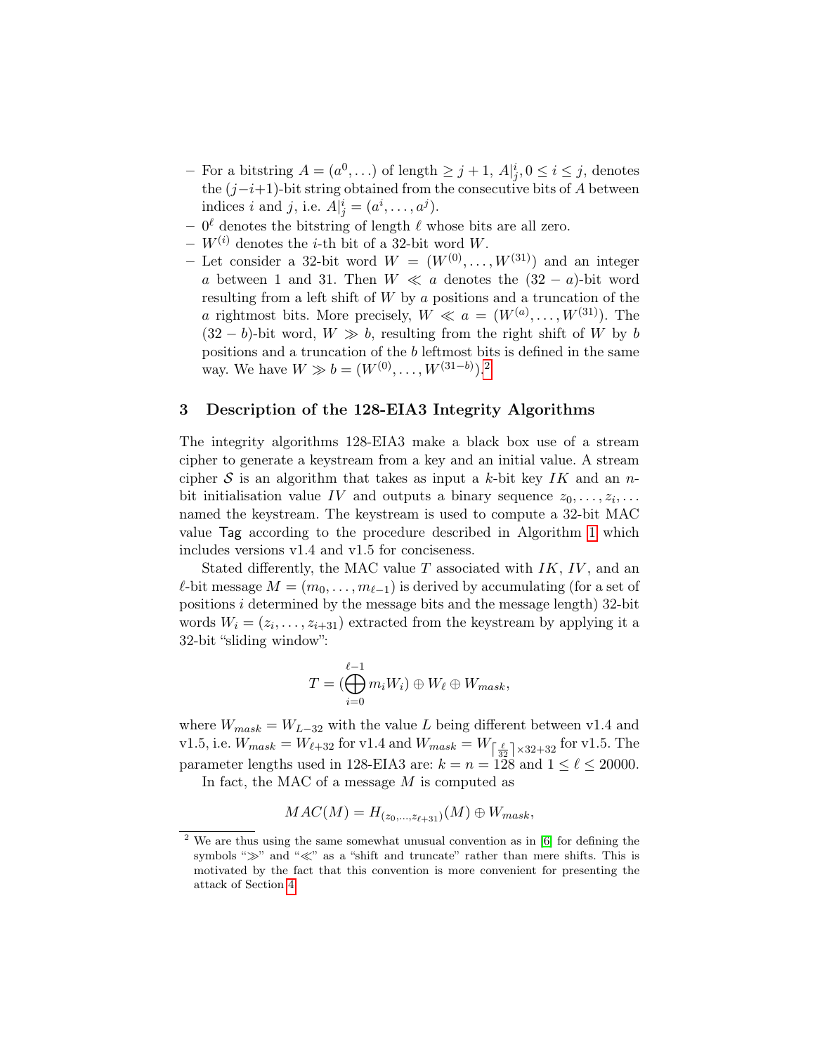- For a bitstring $A = (a^0, \ldots)$ of length $\geq j+1$, $A|_j^i, 0 \leq i \leq j$, denotes the $(j-i+1)$-bit string obtained from the consecutive bits of $A$ between indices $i$ and $j$, i.e. $A|_j^i = (a^i, \ldots, a^j)$.
- $0^\ell$ denotes the bitstring of length $\ell$ whose bits are all zero.
- $W^{(i)}$ denotes the $i$-th bit of a 32-bit word $W$.
- Let consider a 32-bit word $W = (W^{(0)}, \ldots, W^{(31)})$ and an integer $a$ between 1 and 31. Then $W \lll a$ denotes the $(32-a)$-bit word resulting from a left shift of $W$ by $a$ positions and a truncation of the $a$ rightmost bits. More precisely, $W \lll a = (W^{(a)}, \ldots, W^{(31)})$. The $(32-b)$-bit word, $W \ggg b$, resulting from the right shift of $W$ by $b$ positions and a truncation of the $b$ leftmost bits is defined in the same way. We have $W \ggg b = (W^{(0)}, \ldots, W^{(31-b)})$.[2]

## 3 Description of the 128-EIA3 Integrity Algorithms

The integrity algorithms 128-EIA3 make a black box use of a stream cipher to generate a keystream from a key and an initial value. A stream cipher $\mathcal{S}$ is an algorithm that takes as input a $k$-bit key $IK$ and an $n$-bit initialisation value $IV$ and outputs a binary sequence $z_0, \ldots, z_i, \ldots$ named the keystream. The keystream is used to compute a 32-bit MAC value Tag according to the procedure described in Algorithm 1 which includes versions v1.4 and v1.5 for conciseness.

Stated differently, the MAC value $T$ associated with $IK$, $IV$, and an $\ell$-bit message $M = (m_0, \ldots, m_{\ell-1})$ is derived by accumulating (for a set of positions $i$ determined by the message bits and the message length) 32-bit words $W_i = (z_i, \ldots, z_{i+31})$ extracted from the keystream by applying it a 32-bit "sliding window":

$$T = (\bigoplus_{i=0}^{\ell-1} m_i W_i) \oplus W_\ell \oplus W_{mask},$$

where $W_{mask} = W_{L-32}$ with the value $L$ being different between v1.4 and v1.5, i.e. $W_{mask} = W_{\ell+32}$ for v1.4 and $W_{mask} = W_{\lceil \frac{\ell}{32} \rceil \times 32 + 32}$ for v1.5. The parameter lengths used in 128-EIA3 are: $k = n = 128$ and $1 \leq \ell \leq 20000$.

In fact, the MAC of a message $M$ is computed as

$$MAC(M) = H_{(z_0, \ldots, z_{\ell+31})}(M) \oplus W_{mask},$$

[2] We are thus using the same somewhat unusual convention as in [6] for defining the symbols "$\ggg$" and "$\lll$" as a "shift and truncate" rather than mere shifts. This is motivated by the fact that this convention is more convenient for presenting the attack of Section 4.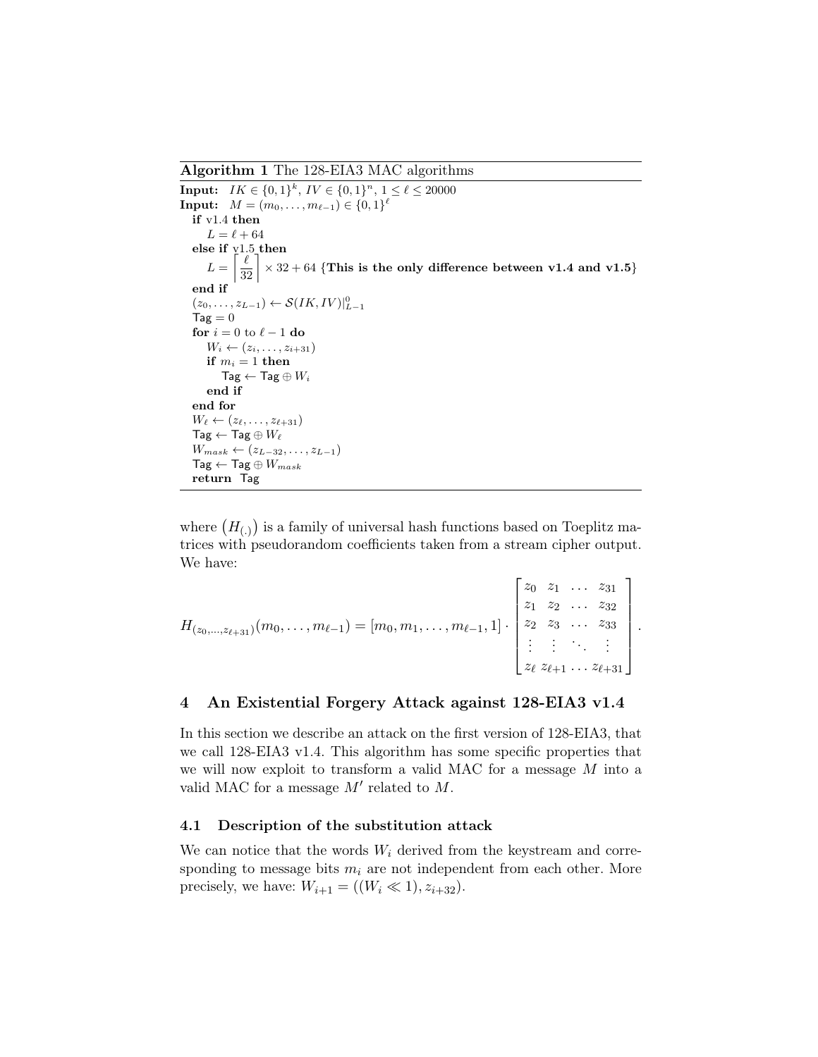**Algorithm 1** The 128-EIA3 MAC algorithms

```
Input:  IK ∈ {0,1}^k, IV ∈ {0,1}^n, 1 ≤ ℓ ≤ 20000
Input:  M = (m_0, ..., m_{ℓ-1}) ∈ {0,1}^ℓ
  if v1.4 then
     L = ℓ + 64
  else if v1.5 then
     L = ⌈ℓ/32⌉ × 32 + 64 {This is the only difference between v1.4 and v1.5}
  end if
  (z_0, ..., z_{L-1}) ← S(IK, IV)|^0_{L-1}
  Tag = 0
  for i = 0 to ℓ − 1 do
     W_i ← (z_i, ..., z_{i+31})
     if m_i = 1 then
        Tag ← Tag ⊕ W_i
     end if
  end for
  W_ℓ ← (z_ℓ, ..., z_{ℓ+31})
  Tag ← Tag ⊕ W_ℓ
  W_mask ← (z_{L-32}, ..., z_{L-1})
  Tag ← Tag ⊕ W_mask
  return Tag
```

where $\left(H_{(.)}\right)$ is a family of universal hash functions based on Toeplitz matrices with pseudorandom coefficients taken from a stream cipher output. We have:

$$H_{(z_0,\ldots,z_{\ell+31})}(m_0,\ldots,m_{\ell-1}) = [m_0, m_1, \ldots, m_{\ell-1}, 1] \cdot \begin{bmatrix} z_0 & z_1 & \ldots & z_{31} \\ z_1 & z_2 & \ldots & z_{32} \\ z_2 & z_3 & \ldots & z_{33} \\ \vdots & \vdots & \ddots & \vdots \\ z_\ell & z_{\ell+1} & \ldots & z_{\ell+31} \end{bmatrix}.$$

## 4 An Existential Forgery Attack against 128-EIA3 v1.4

In this section we describe an attack on the first version of 128-EIA3, that we call 128-EIA3 v1.4. This algorithm has some specific properties that we will now exploit to transform a valid MAC for a message $M$ into a valid MAC for a message $M'$ related to $M$.

### 4.1 Description of the substitution attack

We can notice that the words $W_i$ derived from the keystream and corresponding to message bits $m_i$ are not independent from each other. More precisely, we have: $W_{i+1} = ((W_i \ll 1), z_{i+32})$.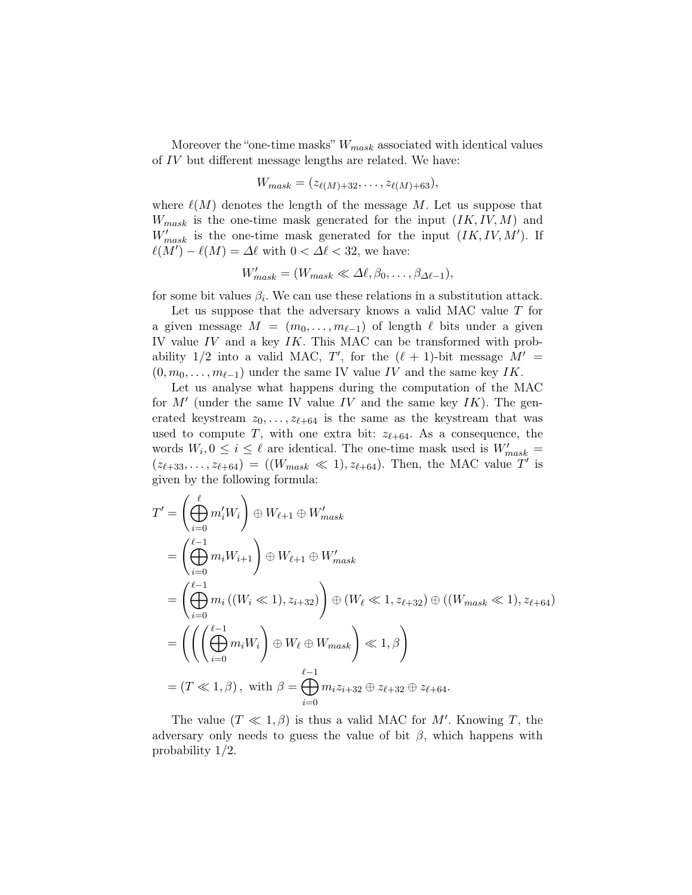Moreover the "one-time masks" $W_{mask}$ associated with identical values of $IV$ but different message lengths are related. We have:

$$W_{mask} = (z_{\ell(M)+32}, \ldots, z_{\ell(M)+63}),$$

where $\ell(M)$ denotes the length of the message $M$. Let us suppose that $W_{mask}$ is the one-time mask generated for the input $(IK, IV, M)$ and $W'_{mask}$ is the one-time mask generated for the input $(IK, IV, M')$. If $\ell(M') - \ell(M) = \Delta\ell$ with $0 < \Delta\ell < 32$, we have:

$$W'_{mask} = (W_{mask} \lll \Delta\ell, \beta_0, \ldots, \beta_{\Delta\ell - 1}),$$

for some bit values $\beta_i$. We can use these relations in a substitution attack.

Let us suppose that the adversary knows a valid MAC value $T$ for a given message $M = (m_0, \ldots, m_{\ell-1})$ of length $\ell$ bits under a given IV value $IV$ and a key $IK$. This MAC can be transformed with probability 1/2 into a valid MAC, $T'$, for the $(\ell+1)$-bit message $M' = (0, m_0, \ldots, m_{\ell-1})$ under the same IV value $IV$ and the same key $IK$.

Let us analyse what happens during the computation of the MAC for $M'$ (under the same IV value $IV$ and the same key $IK$). The generated keystream $z_0, \ldots, z_{\ell+64}$ is the same as the keystream that was used to compute $T$, with one extra bit: $z_{\ell+64}$. As a consequence, the words $W_i, 0 \leq i \leq \ell$ are identical. The one-time mask used is $W'_{mask} = (z_{\ell+33}, \ldots, z_{\ell+64}) = ((W_{mask} \lll 1), z_{\ell+64})$. Then, the MAC value $T'$ is given by the following formula:

$$\begin{aligned}
T' &= \left( \bigoplus_{i=0}^{\ell} m'_i W_i \right) \oplus W_{\ell+1} \oplus W'_{mask} \\
&= \left( \bigoplus_{i=0}^{\ell-1} m_i W_{i+1} \right) \oplus W_{\ell+1} \oplus W'_{mask} \\
&= \left( \bigoplus_{i=0}^{\ell-1} m_i \left((W_i \lll 1), z_{i+32}\right) \right) \oplus (W_\ell \lll 1, z_{\ell+32}) \oplus ((W_{mask} \lll 1), z_{\ell+64}) \\
&= \left( \left( \left( \bigoplus_{i=0}^{\ell-1} m_i W_i \right) \oplus W_\ell \oplus W_{mask} \right) \lll 1, \beta \right) \\
&= (T \lll 1, \beta), \text{ with } \beta = \bigoplus_{i=0}^{\ell-1} m_i z_{i+32} \oplus z_{\ell+32} \oplus z_{\ell+64}.
\end{aligned}$$

The value $(T \lll 1, \beta)$ is thus a valid MAC for $M'$. Knowing $T$, the adversary only needs to guess the value of bit $\beta$, which happens with probability 1/2.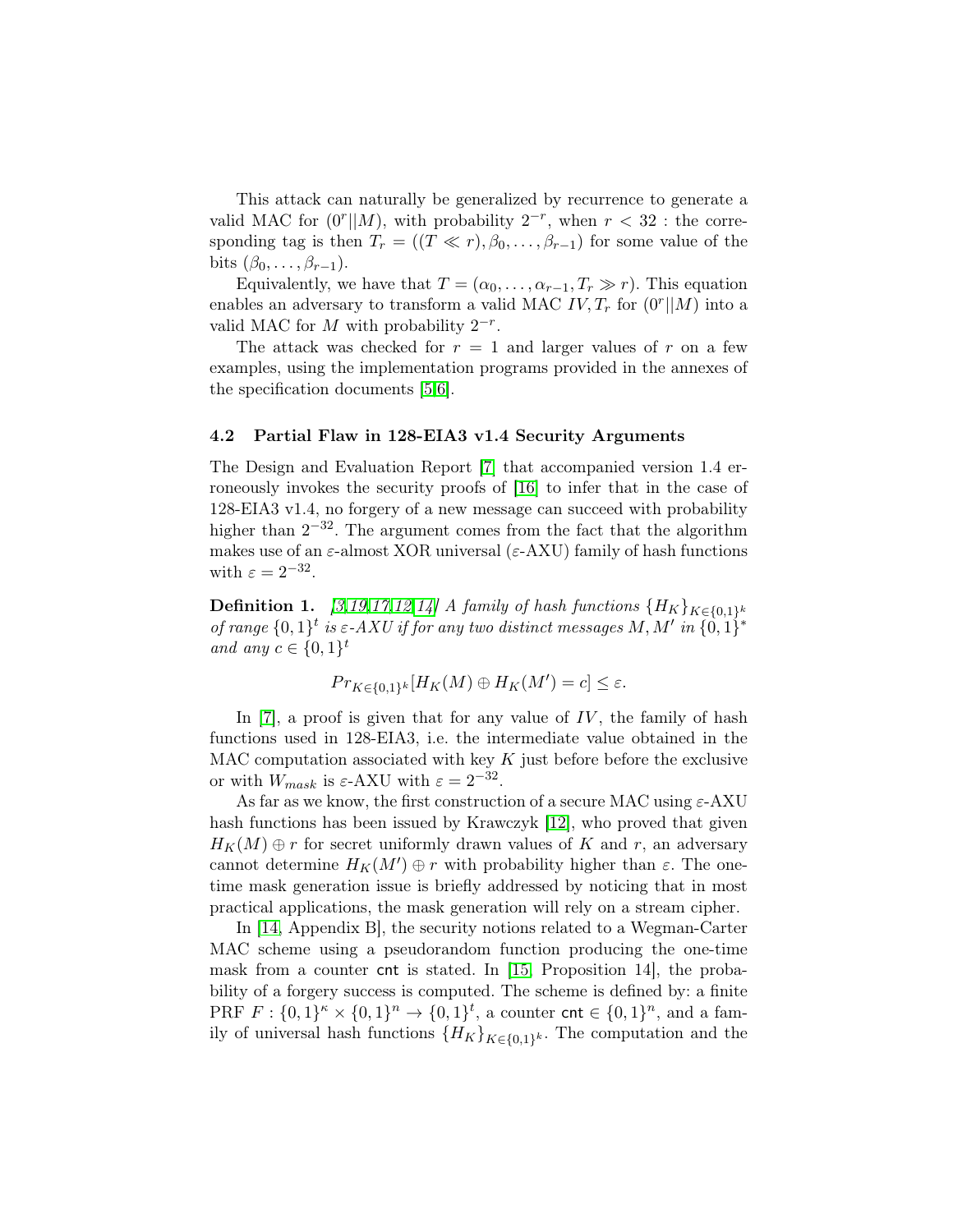This attack can naturally be generalized by recurrence to generate a valid MAC for $(0^r||M)$, with probability $2^{-r}$, when $r < 32$ : the corresponding tag is then $T_r = ((T \ll r), \beta_0, \ldots, \beta_{r-1})$ for some value of the bits $(\beta_0, \ldots, \beta_{r-1})$.

Equivalently, we have that $T = (\alpha_0, \ldots, \alpha_{r-1}, T_r \gg r)$. This equation enables an adversary to transform a valid MAC $IV, T_r$ for $(0^r||M)$ into a valid MAC for $M$ with probability $2^{-r}$.

The attack was checked for $r = 1$ and larger values of $r$ on a few examples, using the implementation programs provided in the annexes of the specification documents [5,6].

### 4.2 Partial Flaw in 128-EIA3 v1.4 Security Arguments

The Design and Evaluation Report [7] that accompanied version 1.4 erroneously invokes the security proofs of [16] to infer that in the case of 128-EIA3 v1.4, no forgery of a new message can succeed with probability higher than $2^{-32}$. The argument comes from the fact that the algorithm makes use of an $\varepsilon$-almost XOR universal ($\varepsilon$-AXU) family of hash functions with $\varepsilon = 2^{-32}$.

**Definition 1.** *[3,19,17,12,14] A family of hash functions $\{H_K\}_{K \in \{0,1\}^k}$ of range $\{0,1\}^t$ is $\varepsilon$-AXU if for any two distinct messages $M, M'$ in $\{0,1\}^*$ and any $c \in \{0,1\}^t$*

$$Pr_{K \in \{0,1\}^k}[H_K(M) \oplus H_K(M') = c] \leq \varepsilon.$$

In [7], a proof is given that for any value of $IV$, the family of hash functions used in 128-EIA3, i.e. the intermediate value obtained in the MAC computation associated with key $K$ just before before the exclusive or with $W_{mask}$ is $\varepsilon$-AXU with $\varepsilon = 2^{-32}$.

As far as we know, the first construction of a secure MAC using $\varepsilon$-AXU hash functions has been issued by Krawczyk [12], who proved that given $H_K(M) \oplus r$ for secret uniformly drawn values of $K$ and $r$, an adversary cannot determine $H_K(M') \oplus r$ with probability higher than $\varepsilon$. The one-time mask generation issue is briefly addressed by noticing that in most practical applications, the mask generation will rely on a stream cipher.

In [14, Appendix B], the security notions related to a Wegman-Carter MAC scheme using a pseudorandom function producing the one-time mask from a counter $\mathsf{cnt}$ is stated. In [15, Proposition 14], the probability of a forgery success is computed. The scheme is defined by: a finite PRF $F : \{0,1\}^\kappa \times \{0,1\}^n \to \{0,1\}^t$, a counter $\mathsf{cnt} \in \{0,1\}^n$, and a family of universal hash functions $\{H_K\}_{K \in \{0,1\}^k}$. The computation and the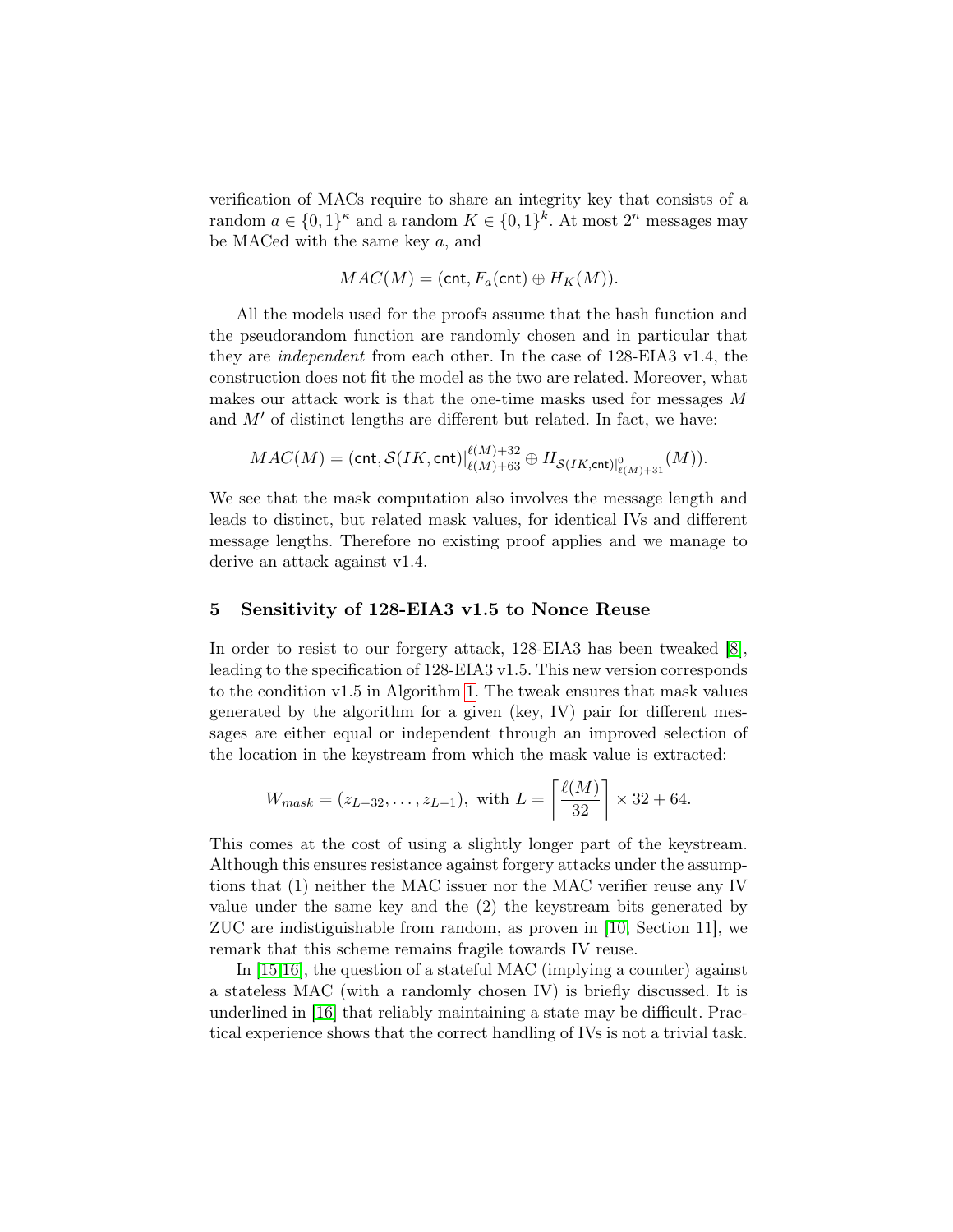verification of MACs require to share an integrity key that consists of a random $a \in \{0,1\}^\kappa$ and a random $K \in \{0,1\}^k$. At most $2^n$ messages may be MACed with the same key $a$, and

$$MAC(M) = (\mathsf{cnt}, F_a(\mathsf{cnt}) \oplus H_K(M)).$$

All the models used for the proofs assume that the hash function and the pseudorandom function are randomly chosen and in particular that they are *independent* from each other. In the case of 128-EIA3 v1.4, the construction does not fit the model as the two are related. Moreover, what makes our attack work is that the one-time masks used for messages $M$ and $M'$ of distinct lengths are different but related. In fact, we have:

$$MAC(M) = (\mathsf{cnt}, \mathcal{S}(IK, \mathsf{cnt})|_{\ell(M)+63}^{\ell(M)+32} \oplus H_{\mathcal{S}(IK,\mathsf{cnt})|_{\ell(M)+31}^{0}}(M)).$$

We see that the mask computation also involves the message length and leads to distinct, but related mask values, for identical IVs and different message lengths. Therefore no existing proof applies and we manage to derive an attack against v1.4.

## 5 Sensitivity of 128-EIA3 v1.5 to Nonce Reuse

In order to resist to our forgery attack, 128-EIA3 has been tweaked [8], leading to the specification of 128-EIA3 v1.5. This new version corresponds to the condition v1.5 in Algorithm 1. The tweak ensures that mask values generated by the algorithm for a given (key, IV) pair for different messages are either equal or independent through an improved selection of the location in the keystream from which the mask value is extracted:

$$W_{mask} = (z_{L-32}, \ldots, z_{L-1}), \text{ with } L = \left\lceil \frac{\ell(M)}{32} \right\rceil \times 32 + 64.$$

This comes at the cost of using a slightly longer part of the keystream. Although this ensures resistance against forgery attacks under the assumptions that (1) neither the MAC issuer nor the MAC verifier reuse any IV value under the same key and the (2) the keystream bits generated by ZUC are indistiguishable from random, as proven in [10, Section 11], we remark that this scheme remains fragile towards IV reuse.

In [15,16], the question of a stateful MAC (implying a counter) against a stateless MAC (with a randomly chosen IV) is briefly discussed. It is underlined in [16] that reliably maintaining a state may be difficult. Practical experience shows that the correct handling of IVs is not a trivial task.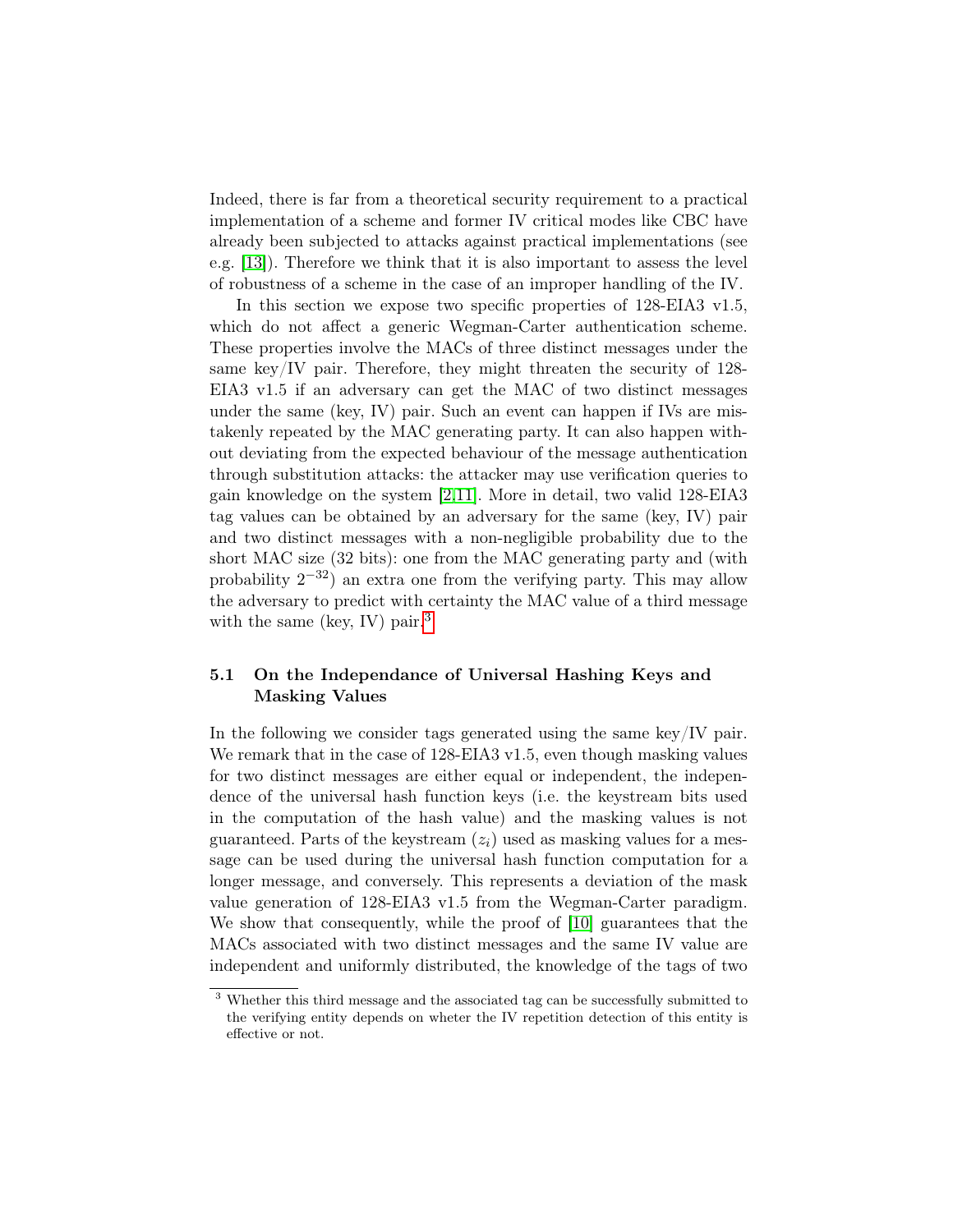Indeed, there is far from a theoretical security requirement to a practical implementation of a scheme and former IV critical modes like CBC have already been subjected to attacks against practical implementations (see e.g. [13]). Therefore we think that it is also important to assess the level of robustness of a scheme in the case of an improper handling of the IV.

In this section we expose two specific properties of 128-EIA3 v1.5, which do not affect a generic Wegman-Carter authentication scheme. These properties involve the MACs of three distinct messages under the same key/IV pair. Therefore, they might threaten the security of 128-EIA3 v1.5 if an adversary can get the MAC of two distinct messages under the same (key, IV) pair. Such an event can happen if IVs are mistakenly repeated by the MAC generating party. It can also happen without deviating from the expected behaviour of the message authentication through substitution attacks: the attacker may use verification queries to gain knowledge on the system [2,11]. More in detail, two valid 128-EIA3 tag values can be obtained by an adversary for the same (key, IV) pair and two distinct messages with a non-negligible probability due to the short MAC size (32 bits): one from the MAC generating party and (with probability $2^{-32}$) an extra one from the verifying party. This may allow the adversary to predict with certainty the MAC value of a third message with the same (key, IV) pair.[3]

### 5.1 On the Independance of Universal Hashing Keys and Masking Values

In the following we consider tags generated using the same key/IV pair. We remark that in the case of 128-EIA3 v1.5, even though masking values for two distinct messages are either equal or independent, the independence of the universal hash function keys (i.e. the keystream bits used in the computation of the hash value) and the masking values is not guaranteed. Parts of the keystream ($z_i$) used as masking values for a message can be used during the universal hash function computation for a longer message, and conversely. This represents a deviation of the mask value generation of 128-EIA3 v1.5 from the Wegman-Carter paradigm. We show that consequently, while the proof of [10] guarantees that the MACs associated with two distinct messages and the same IV value are independent and uniformly distributed, the knowledge of the tags of two

[3] Whether this third message and the associated tag can be successfully submitted to the verifying entity depends on wheter the IV repetition detection of this entity is effective or not.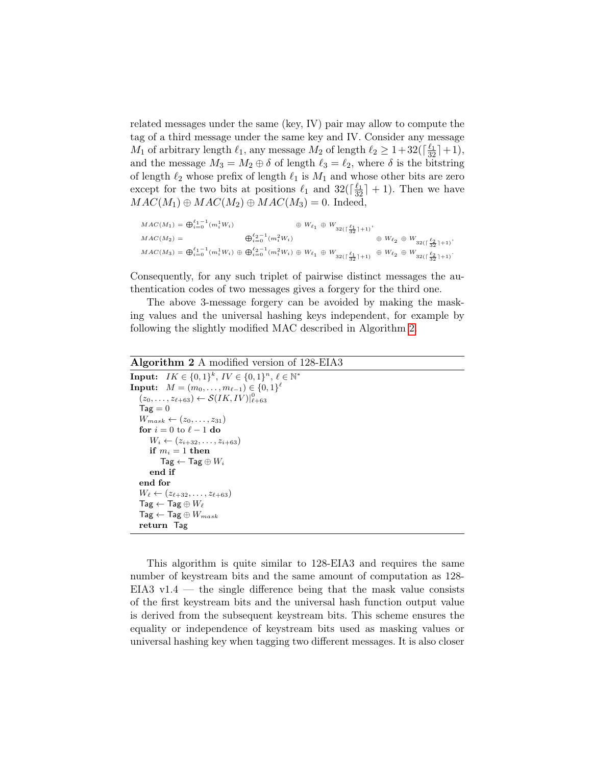related messages under the same (key, IV) pair may allow to compute the tag of a third message under the same key and IV. Consider any message $M_1$ of arbitrary length $\ell_1$, any message $M_2$ of length $\ell_2 \geq 1+32(\lceil \frac{\ell_1}{32} \rceil+1)$, and the message $M_3 = M_2 \oplus \delta$ of length $\ell_3 = \ell_2$, where $\delta$ is the bitstring of length $\ell_2$ whose prefix of length $\ell_1$ is $M_1$ and whose other bits are zero except for the two bits at positions $\ell_1$ and $32(\lceil \frac{\ell_1}{32} \rceil + 1)$. Then we have $MAC(M_1) \oplus MAC(M_2) \oplus MAC(M_3) = 0$. Indeed,

$$
\begin{aligned}
MAC(M_1) &= \bigoplus_{i=0}^{\ell_1-1}(m_i^1 W_i) \oplus W_{\ell_1} \oplus W_{32(\lceil \frac{\ell_1}{32} \rceil+1)}, \\
MAC(M_2) &= \bigoplus_{i=0}^{\ell_2-1}(m_i^2 W_i) \oplus W_{\ell_2} \oplus W_{32(\lceil \frac{\ell_2}{32} \rceil+1)}, \\
MAC(M_3) &= \bigoplus_{i=0}^{\ell_1-1}(m_i^1 W_i) \oplus \bigoplus_{i=0}^{\ell_2-1}(m_i^2 W_i) \oplus W_{\ell_1} \oplus W_{32(\lceil \frac{\ell_1}{32} \rceil+1)} \oplus W_{\ell_2} \oplus W_{32(\lceil \frac{\ell_2}{32} \rceil+1)}.
\end{aligned}
$$

Consequently, for any such triplet of pairwise distinct messages the authentication codes of two messages gives a forgery for the third one.

The above 3-message forgery can be avoided by making the masking values and the universal hashing keys independent, for example by following the slightly modified MAC described in Algorithm 2.

**Algorithm 2** A modified version of 128-EIA3

```
Input:  IK ∈ {0,1}^k, IV ∈ {0,1}^n, ℓ ∈ ℕ*
Input:  M = (m_0, ..., m_{ℓ-1}) ∈ {0,1}^ℓ
  (z_0, ..., z_{ℓ+63}) ← S(IK, IV)|^0_{ℓ+63}
  Tag = 0
  W_mask ← (z_0, ..., z_31)
  for i = 0 to ℓ − 1 do
     W_i ← (z_{i+32}, ..., z_{i+63})
     if m_i = 1 then
        Tag ← Tag ⊕ W_i
     end if
  end for
  W_ℓ ← (z_{ℓ+32}, ..., z_{ℓ+63})
  Tag ← Tag ⊕ W_ℓ
  Tag ← Tag ⊕ W_mask
  return Tag
```

This algorithm is quite similar to 128-EIA3 and requires the same number of keystream bits and the same amount of computation as 128-EIA3 v1.4 — the single difference being that the mask value consists of the first keystream bits and the universal hash function output value is derived from the subsequent keystream bits. This scheme ensures the equality or independence of keystream bits used as masking values or universal hashing key when tagging two different messages. It is also closer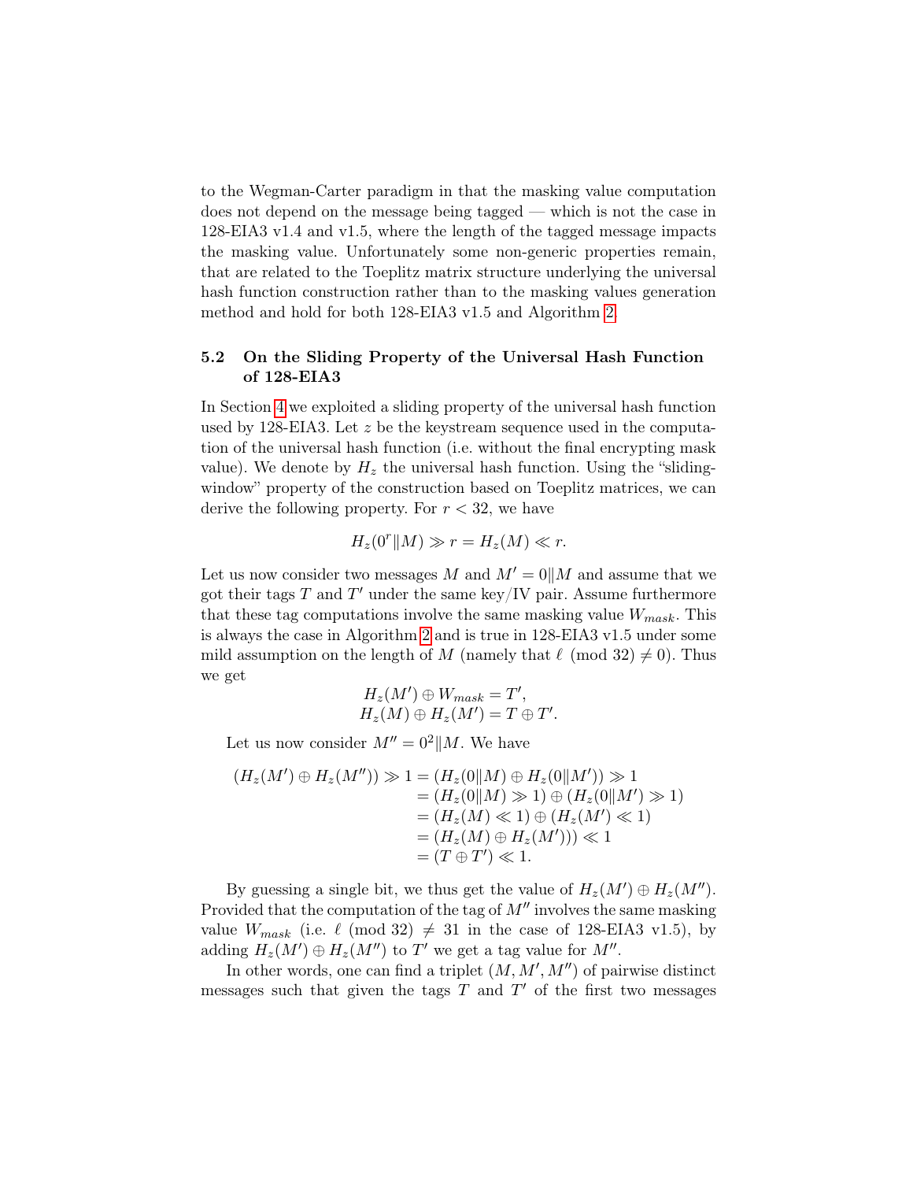to the Wegman-Carter paradigm in that the masking value computation does not depend on the message being tagged — which is not the case in 128-EIA3 v1.4 and v1.5, where the length of the tagged message impacts the masking value. Unfortunately some non-generic properties remain, that are related to the Toeplitz matrix structure underlying the universal hash function construction rather than to the masking values generation method and hold for both 128-EIA3 v1.5 and Algorithm 2.

### 5.2 On the Sliding Property of the Universal Hash Function of 128-EIA3

In Section 4 we exploited a sliding property of the universal hash function used by 128-EIA3. Let $z$ be the keystream sequence used in the computation of the universal hash function (i.e. without the final encrypting mask value). We denote by $H_z$ the universal hash function. Using the "sliding-window" property of the construction based on Toeplitz matrices, we can derive the following property. For $r < 32$, we have

$$H_z(0^r \| M) \gg r = H_z(M) \ll r.$$

Let us now consider two messages $M$ and $M' = 0\|M$ and assume that we got their tags $T$ and $T'$ under the same key/IV pair. Assume furthermore that these tag computations involve the same masking value $W_{mask}$. This is always the case in Algorithm 2 and is true in 128-EIA3 v1.5 under some mild assumption on the length of $M$ (namely that $\ell \pmod{32} \neq 0$). Thus we get

$$\begin{aligned} H_z(M') \oplus W_{mask} &= T', \\ H_z(M) \oplus H_z(M') &= T \oplus T'. \end{aligned}$$

Let us now consider $M'' = 0^2\|M$. We have

$$\begin{aligned} (H_z(M') \oplus H_z(M'')) \gg 1 &= (H_z(0\|M) \oplus H_z(0\|M')) \gg 1 \\ &= (H_z(0\|M) \gg 1) \oplus (H_z(0\|M') \gg 1) \\ &= (H_z(M) \ll 1) \oplus (H_z(M') \ll 1) \\ &= (H_z(M) \oplus H_z(M')) \ll 1 \\ &= (T \oplus T') \ll 1. \end{aligned}$$

By guessing a single bit, we thus get the value of $H_z(M') \oplus H_z(M'')$. Provided that the computation of the tag of $M''$ involves the same masking value $W_{mask}$ (i.e. $\ell \pmod{32} \neq 31$ in the case of 128-EIA3 v1.5), by adding $H_z(M') \oplus H_z(M'')$ to $T'$ we get a tag value for $M''$.

In other words, one can find a triplet $(M, M', M'')$ of pairwise distinct messages such that given the tags $T$ and $T'$ of the first two messages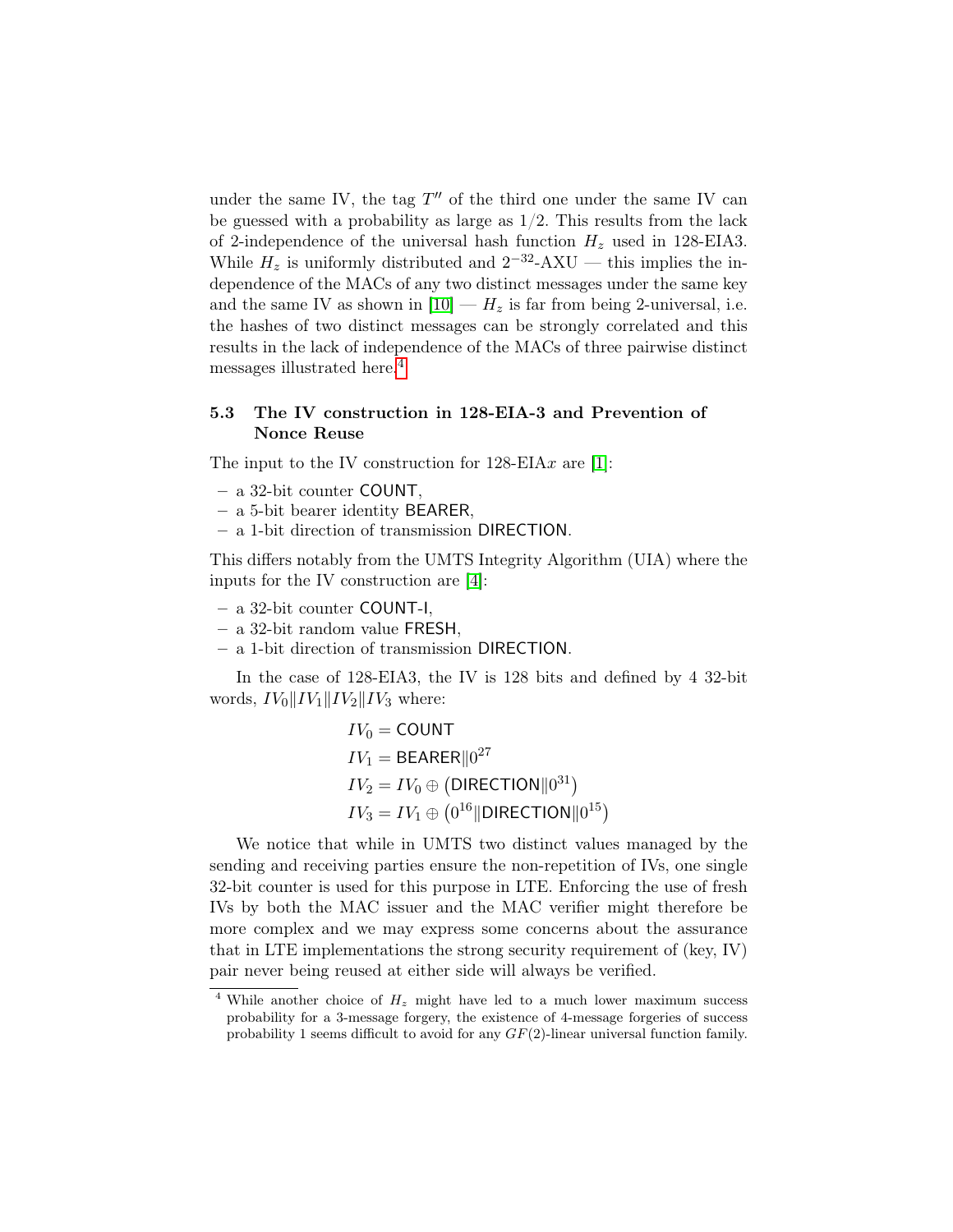under the same IV, the tag $T''$ of the third one under the same IV can be guessed with a probability as large as 1/2. This results from the lack of 2-independence of the universal hash function $H_z$ used in 128-EIA3. While $H_z$ is uniformly distributed and $2^{-32}$-AXU — this implies the independence of the MACs of any two distinct messages under the same key and the same IV as shown in [10] — $H_z$ is far from being 2-universal, i.e. the hashes of two distinct messages can be strongly correlated and this results in the lack of independence of the MACs of three pairwise distinct messages illustrated here.[4]

### 5.3 The IV construction in 128-EIA-3 and Prevention of Nonce Reuse

The input to the IV construction for 128-EIA$x$ are [1]:

- a 32-bit counter COUNT,
- a 5-bit bearer identity BEARER,
- a 1-bit direction of transmission DIRECTION.

This differs notably from the UMTS Integrity Algorithm (UIA) where the inputs for the IV construction are [4]:

- a 32-bit counter COUNT-I,
- a 32-bit random value FRESH,
- a 1-bit direction of transmission DIRECTION.

In the case of 128-EIA3, the IV is 128 bits and defined by 4 32-bit words, $IV_0 \| IV_1 \| IV_2 \| IV_3$ where:

$$
\begin{aligned}
IV_0 &= \mathsf{COUNT} \\
IV_1 &= \mathsf{BEARER} \| 0^{27} \\
IV_2 &= IV_0 \oplus \left(\mathsf{DIRECTION} \| 0^{31}\right) \\
IV_3 &= IV_1 \oplus \left(0^{16} \| \mathsf{DIRECTION} \| 0^{15}\right)
\end{aligned}
$$

We notice that while in UMTS two distinct values managed by the sending and receiving parties ensure the non-repetition of IVs, one single 32-bit counter is used for this purpose in LTE. Enforcing the use of fresh IVs by both the MAC issuer and the MAC verifier might therefore be more complex and we may express some concerns about the assurance that in LTE implementations the strong security requirement of (key, IV) pair never being reused at either side will always be verified.

[4] While another choice of $H_z$ might have led to a much lower maximum success probability for a 3-message forgery, the existence of 4-message forgeries of success probability 1 seems difficult to avoid for any $GF(2)$-linear universal function family.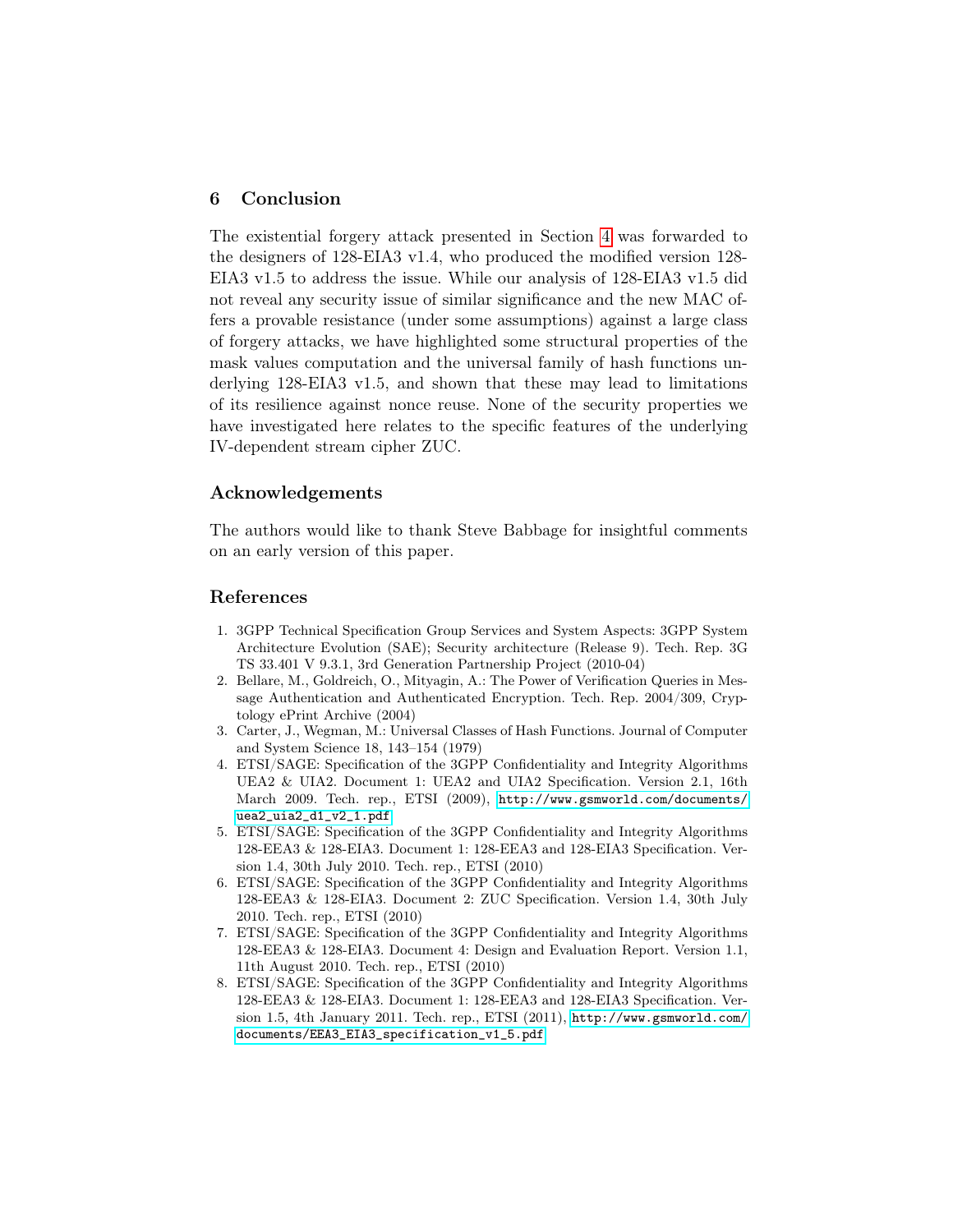## 6 Conclusion

The existential forgery attack presented in Section 4 was forwarded to the designers of 128-EIA3 v1.4, who produced the modified version 128-EIA3 v1.5 to address the issue. While our analysis of 128-EIA3 v1.5 did not reveal any security issue of similar significance and the new MAC offers a provable resistance (under some assumptions) against a large class of forgery attacks, we have highlighted some structural properties of the mask values computation and the universal family of hash functions underlying 128-EIA3 v1.5, and shown that these may lead to limitations of its resilience against nonce reuse. None of the security properties we have investigated here relates to the specific features of the underlying IV-dependent stream cipher ZUC.

### Acknowledgements

The authors would like to thank Steve Babbage for insightful comments on an early version of this paper.

### References

1. 3GPP Technical Specification Group Services and System Aspects: 3GPP System Architecture Evolution (SAE); Security architecture (Release 9). Tech. Rep. 3G TS 33.401 V 9.3.1, 3rd Generation Partnership Project (2010-04)
2. Bellare, M., Goldreich, O., Mityagin, A.: The Power of Verification Queries in Message Authentication and Authenticated Encryption. Tech. Rep. 2004/309, Cryptology ePrint Archive (2004)
3. Carter, J., Wegman, M.: Universal Classes of Hash Functions. Journal of Computer and System Science 18, 143–154 (1979)
4. ETSI/SAGE: Specification of the 3GPP Confidentiality and Integrity Algorithms UEA2 & UIA2. Document 1: UEA2 and UIA2 Specification. Version 2.1, 16th March 2009. Tech. rep., ETSI (2009), http://www.gsmworld.com/documents/uea2_uia2_d1_v2_1.pdf
5. ETSI/SAGE: Specification of the 3GPP Confidentiality and Integrity Algorithms 128-EEA3 & 128-EIA3. Document 1: 128-EEA3 and 128-EIA3 Specification. Version 1.4, 30th July 2010. Tech. rep., ETSI (2010)
6. ETSI/SAGE: Specification of the 3GPP Confidentiality and Integrity Algorithms 128-EEA3 & 128-EIA3. Document 2: ZUC Specification. Version 1.4, 30th July 2010. Tech. rep., ETSI (2010)
7. ETSI/SAGE: Specification of the 3GPP Confidentiality and Integrity Algorithms 128-EEA3 & 128-EIA3. Document 4: Design and Evaluation Report. Version 1.1, 11th August 2010. Tech. rep., ETSI (2010)
8. ETSI/SAGE: Specification of the 3GPP Confidentiality and Integrity Algorithms 128-EEA3 & 128-EIA3. Document 1: 128-EEA3 and 128-EIA3 Specification. Version 1.5, 4th January 2011. Tech. rep., ETSI (2011), http://www.gsmworld.com/documents/EEA3_EIA3_specification_v1_5.pdf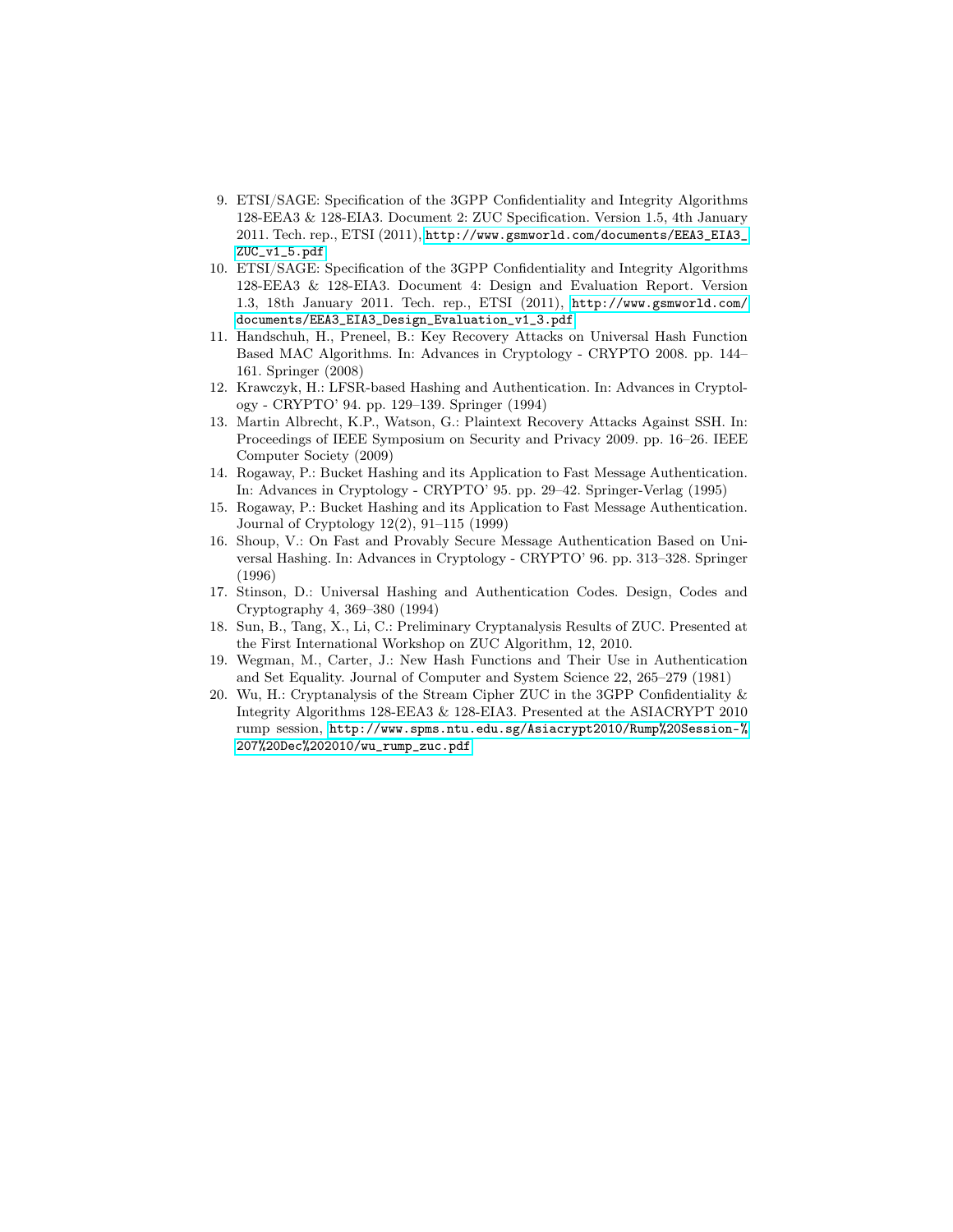9. ETSI/SAGE: Specification of the 3GPP Confidentiality and Integrity Algorithms 128-EEA3 & 128-EIA3. Document 2: ZUC Specification. Version 1.5, 4th January 2011. Tech. rep., ETSI (2011), http://www.gsmworld.com/documents/EEA3_EIA3_ZUC_v1_5.pdf
10. ETSI/SAGE: Specification of the 3GPP Confidentiality and Integrity Algorithms 128-EEA3 & 128-EIA3. Document 4: Design and Evaluation Report. Version 1.3, 18th January 2011. Tech. rep., ETSI (2011), http://www.gsmworld.com/documents/EEA3_EIA3_Design_Evaluation_v1_3.pdf
11. Handschuh, H., Preneel, B.: Key Recovery Attacks on Universal Hash Function Based MAC Algorithms. In: Advances in Cryptology - CRYPTO 2008. pp. 144–161. Springer (2008)
12. Krawczyk, H.: LFSR-based Hashing and Authentication. In: Advances in Cryptology - CRYPTO' 94. pp. 129–139. Springer (1994)
13. Martin Albrecht, K.P., Watson, G.: Plaintext Recovery Attacks Against SSH. In: Proceedings of IEEE Symposium on Security and Privacy 2009. pp. 16–26. IEEE Computer Society (2009)
14. Rogaway, P.: Bucket Hashing and its Application to Fast Message Authentication. In: Advances in Cryptology - CRYPTO' 95. pp. 29–42. Springer-Verlag (1995)
15. Rogaway, P.: Bucket Hashing and its Application to Fast Message Authentication. Journal of Cryptology 12(2), 91–115 (1999)
16. Shoup, V.: On Fast and Provably Secure Message Authentication Based on Universal Hashing. In: Advances in Cryptology - CRYPTO' 96. pp. 313–328. Springer (1996)
17. Stinson, D.: Universal Hashing and Authentication Codes. Design, Codes and Cryptography 4, 369–380 (1994)
18. Sun, B., Tang, X., Li, C.: Preliminary Cryptanalysis Results of ZUC. Presented at the First International Workshop on ZUC Algorithm, 12, 2010.
19. Wegman, M., Carter, J.: New Hash Functions and Their Use in Authentication and Set Equality. Journal of Computer and System Science 22, 265–279 (1981)
20. Wu, H.: Cryptanalysis of the Stream Cipher ZUC in the 3GPP Confidentiality & Integrity Algorithms 128-EEA3 & 128-EIA3. Presented at the ASIACRYPT 2010 rump session, http://www.spms.ntu.edu.sg/Asiacrypt2010/Rump%20Session-%207%20Dec%202010/wu_rump_zuc.pdf